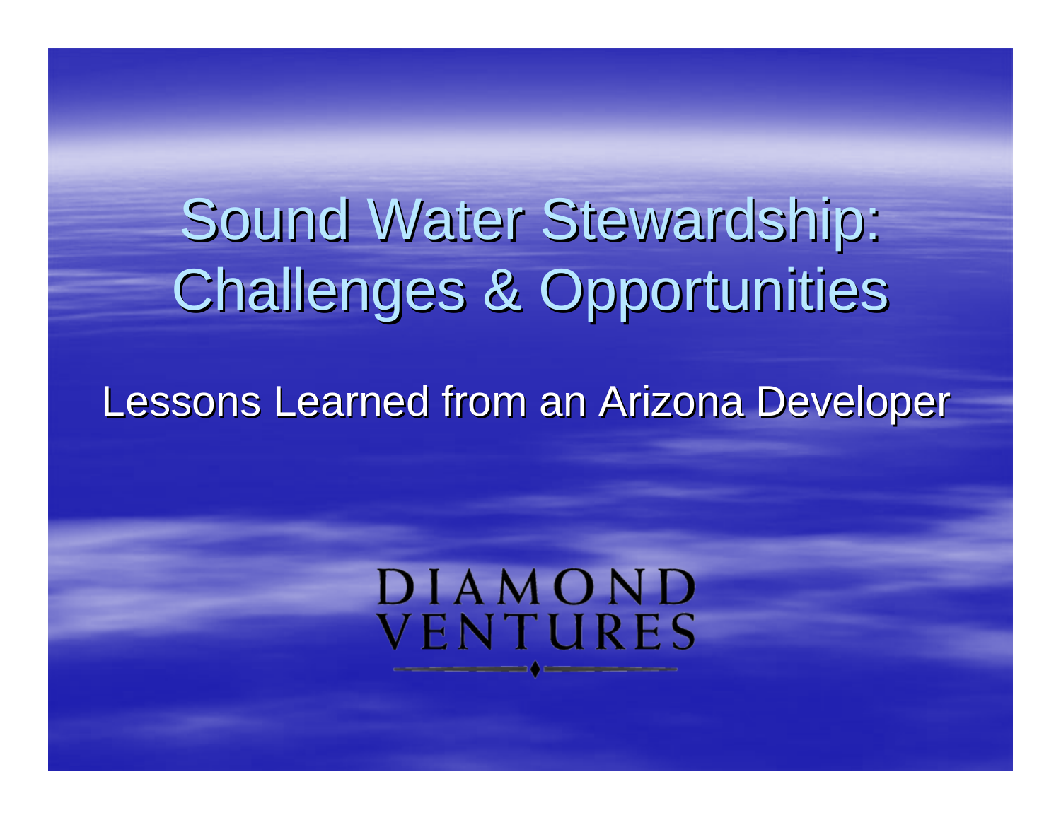# Sound Water Stewardship: Challenges & Opportunities

Lessons Learned from an Arizona Developer

DIAMOND VENTURES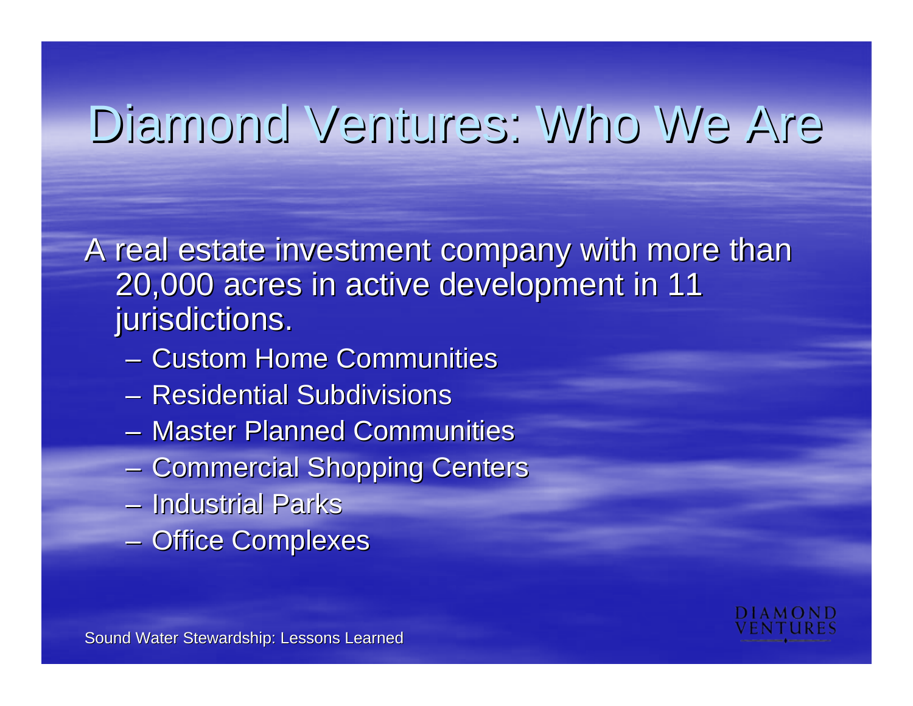# Diamond Ventures: Who We Are

A real estate investment company with more than 20,000 acres in active development in 11 jurisdictions.

- Custom Home Communities
- Residential Subdivisions
- Master Planned Communities
- Commercial Shopping Centers
- Industrial Parks
- Office Complexes

DIAMOND VENTURES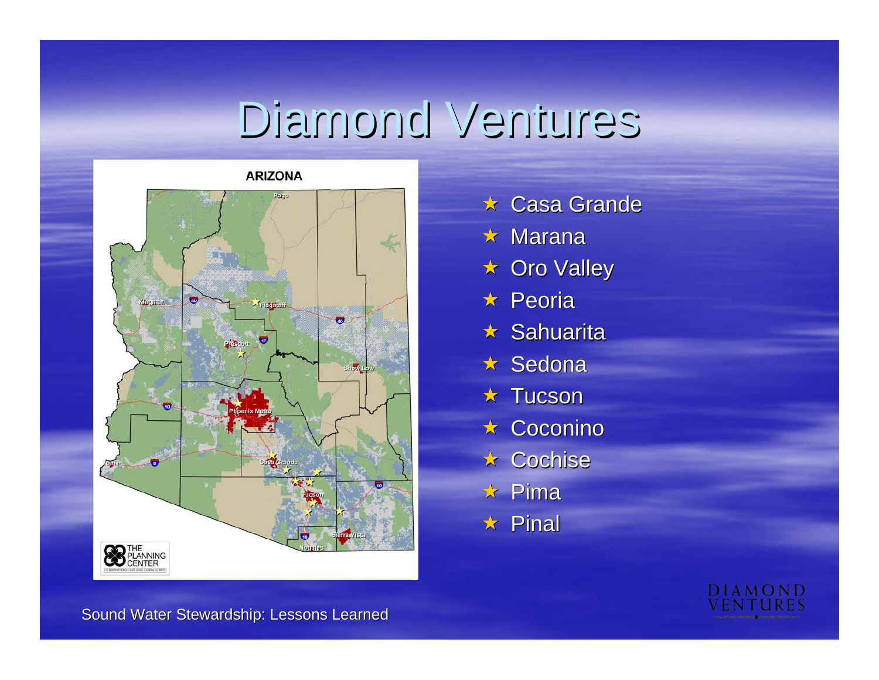# Diamond Ventures

- Casa Grande
- Marana
- Oro Valley
- Peoria
- Sahuarita
- Sedona
- Tucson
- Coconino
- Cochise
- Pima
- Pinal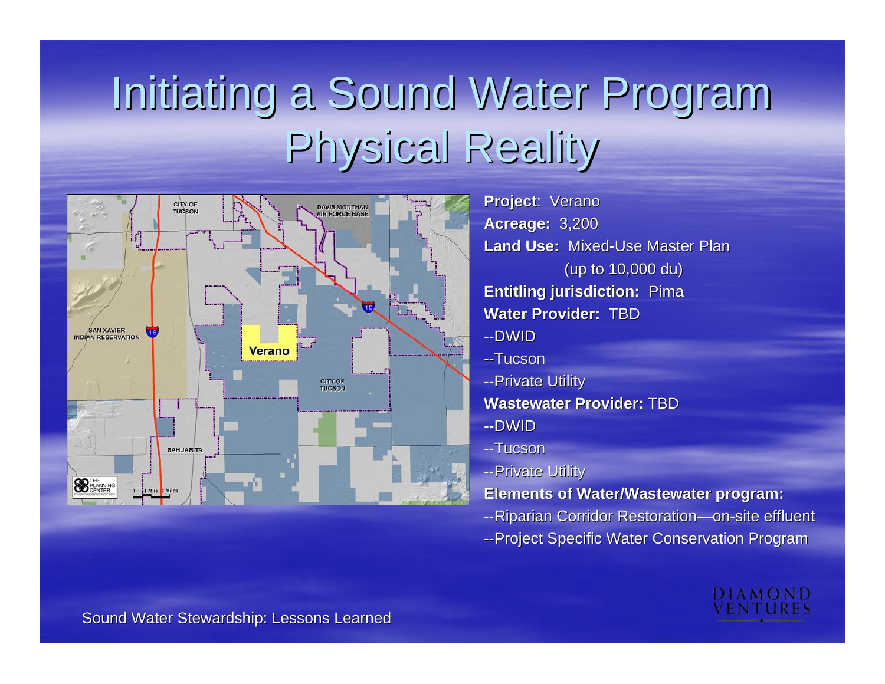# Initiating a Sound Water Program
## Physical Reality

**Project**: Verano
**Acreage:** 3,200
**Land Use:** Mixed-Use Master Plan
(up to 10,000 du)
**Entitling jurisdiction:** Pima
**Water Provider:** TBD
--DWID
--Tucson
--Private Utility
**Wastewater Provider:** TBD
--DWID
--Tucson
--Private Utility
**Elements of Water/Wastewater program:**
--Riparian Corridor Restoration—on-site effluent
--Project Specific Water Conservation Program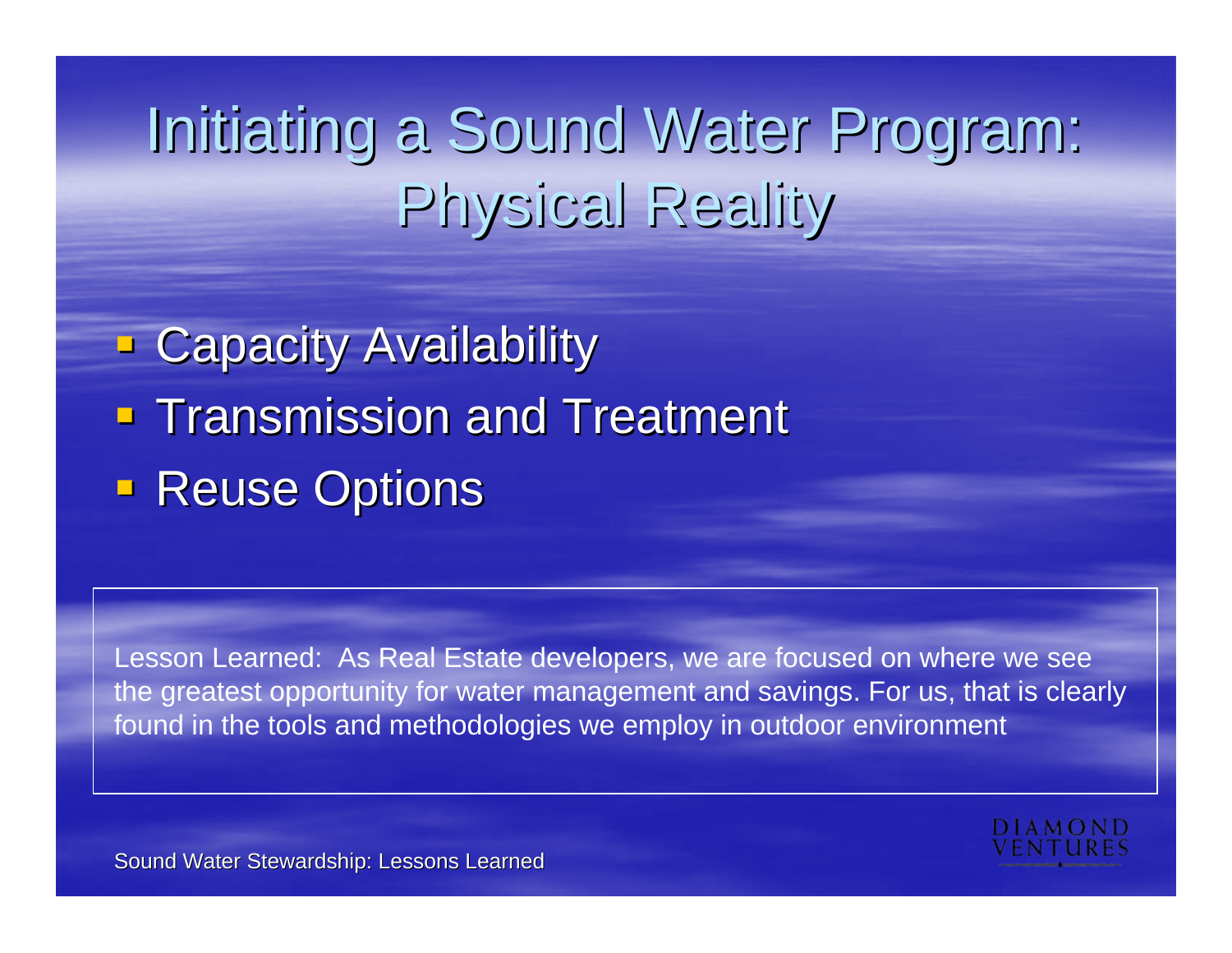# Initiating a Sound Water Program: Physical Reality

- Capacity Availability
- Transmission and Treatment
- Reuse Options

Lesson Learned: As Real Estate developers, we are focused on where we see the greatest opportunity for water management and savings. For us, that is clearly found in the tools and methodologies we employ in outdoor environment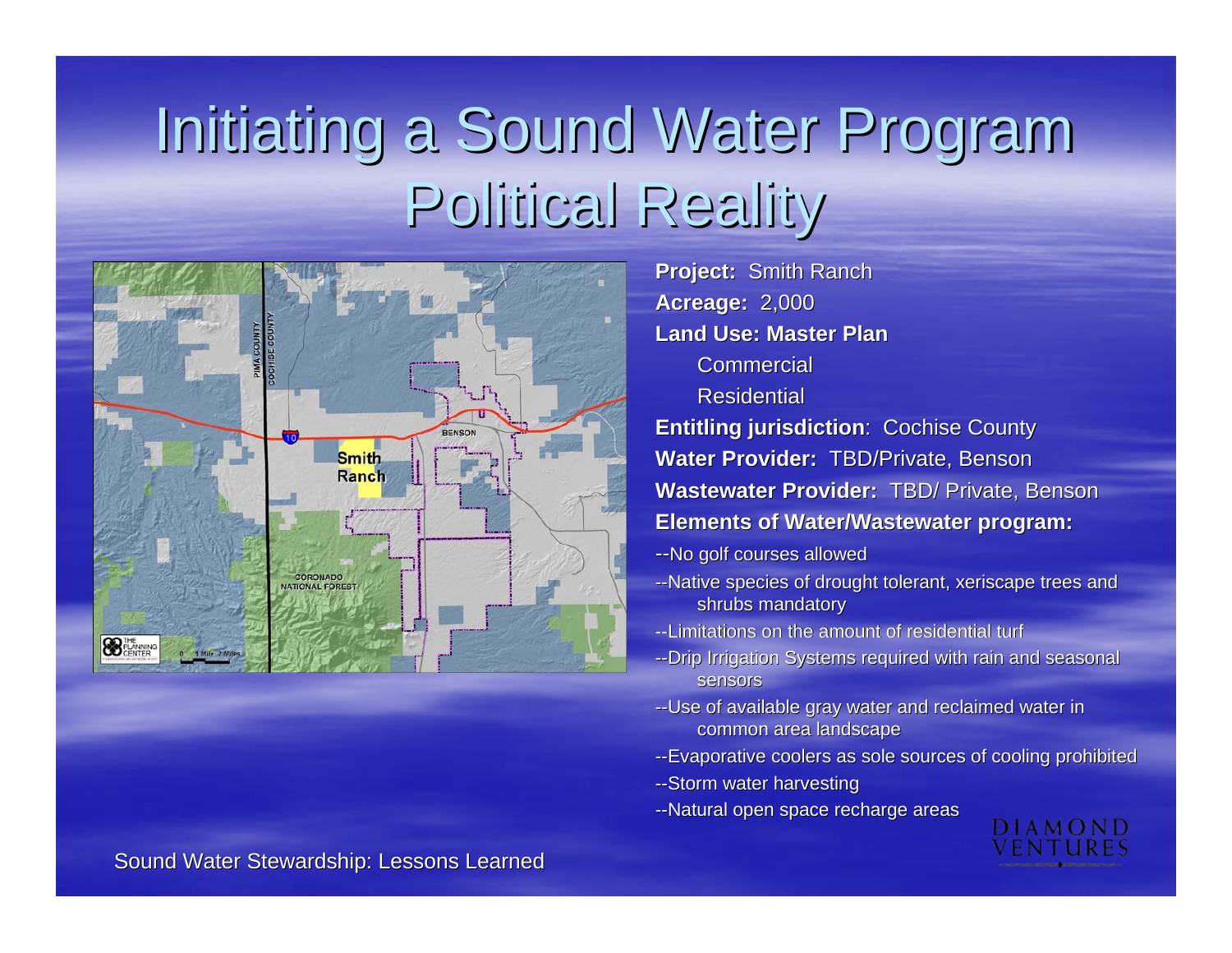# Initiating a Sound Water Program Political Reality

**Project:** Smith Ranch
**Acreage:** 2,000
**Land Use: Master Plan**
- Commercial
- Residential

**Entitling jurisdiction**: Cochise County
**Water Provider:** TBD/Private, Benson
**Wastewater Provider:** TBD/ Private, Benson
**Elements of Water/Wastewater program:**

--No golf courses allowed

--Native species of drought tolerant, xeriscape trees and shrubs mandatory

--Limitations on the amount of residential turf

--Drip Irrigation Systems required with rain and seasonal sensors

--Use of available gray water and reclaimed water in common area landscape

--Evaporative coolers as sole sources of cooling prohibited

--Storm water harvesting

--Natural open space recharge areas

Sound Water Stewardship: Lessons Learned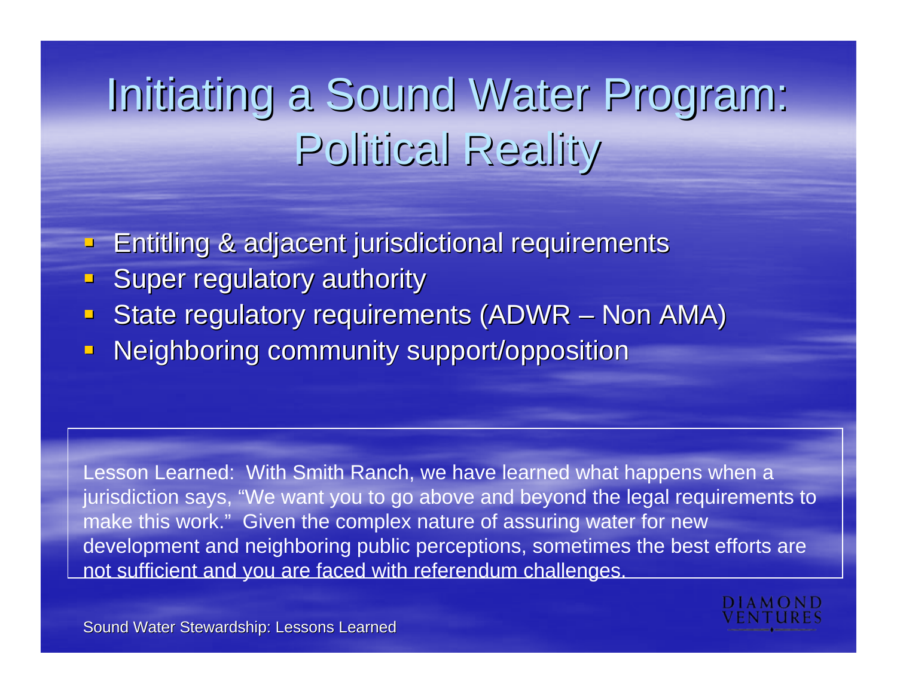# Initiating a Sound Water Program: Political Reality

- Entitling & adjacent jurisdictional requirements
- Super regulatory authority
- State regulatory requirements (ADWR – Non AMA)
- Neighboring community support/opposition

Lesson Learned: With Smith Ranch, we have learned what happens when a jurisdiction says, "We want you to go above and beyond the legal requirements to make this work." Given the complex nature of assuring water for new development and neighboring public perceptions, sometimes the best efforts are not sufficient and you are faced with referendum challenges.

DIAMOND VENTURES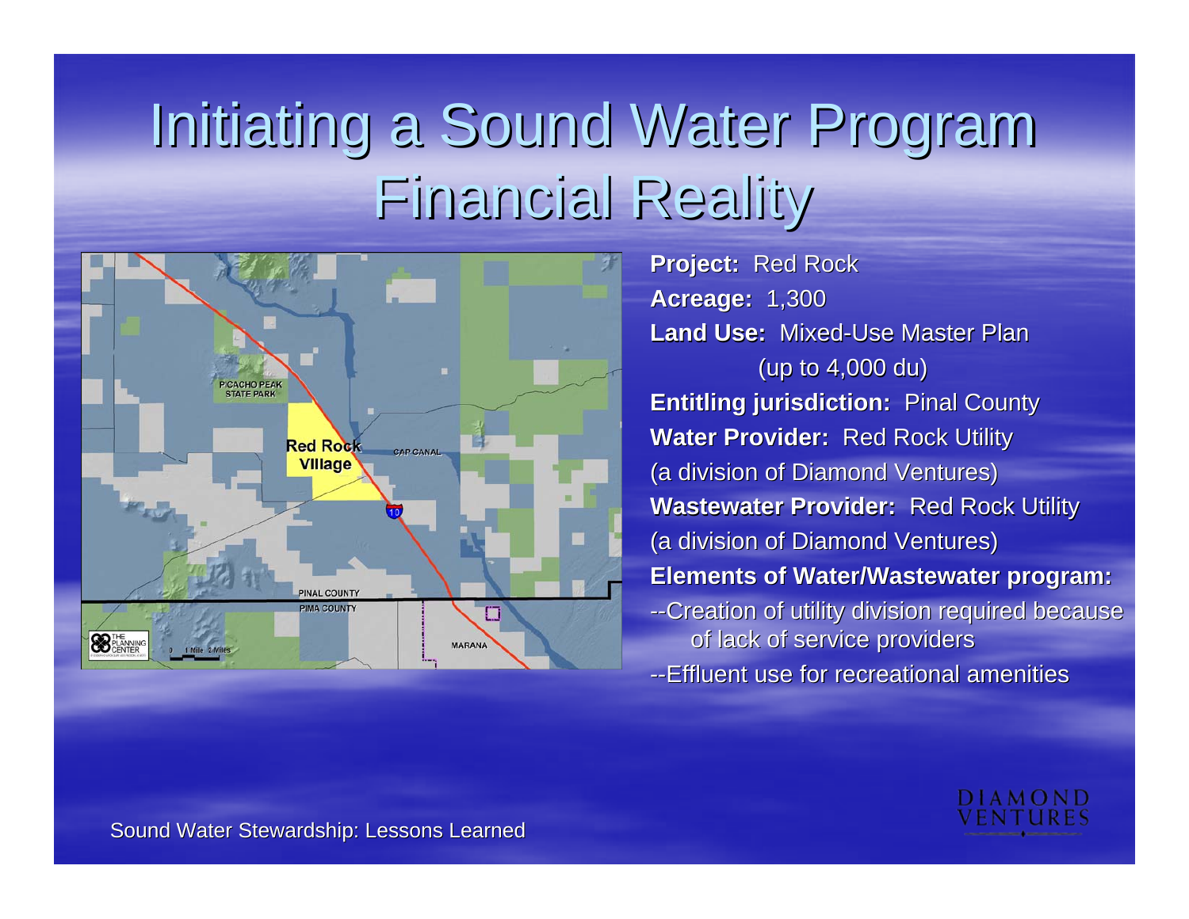# Initiating a Sound Water Program
## Financial Reality

**Project:** Red Rock

**Acreage:** 1,300

**Land Use:** Mixed-Use Master Plan (up to 4,000 du)

**Entitling jurisdiction:** Pinal County

**Water Provider:** Red Rock Utility (a division of Diamond Ventures)

**Wastewater Provider:** Red Rock Utility (a division of Diamond Ventures)

**Elements of Water/Wastewater program:**

--Creation of utility division required because of lack of service providers

--Effluent use for recreational amenities

Sound Water Stewardship: Lessons Learned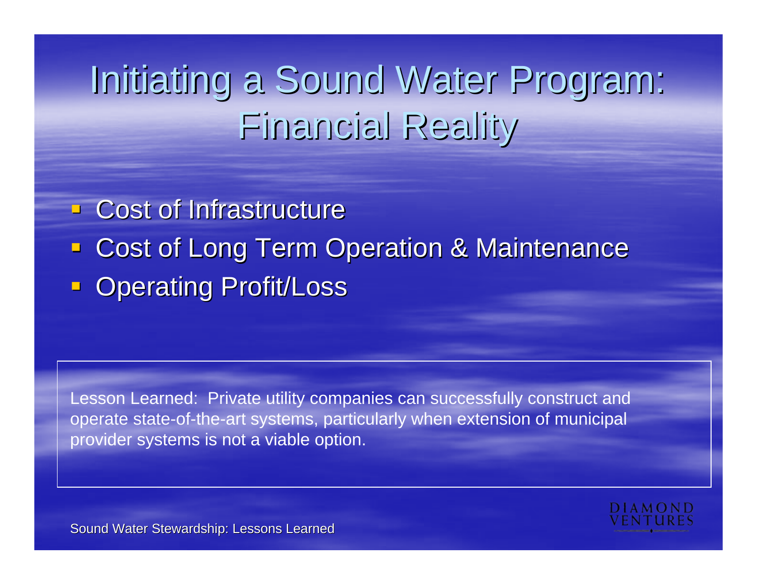# Initiating a Sound Water Program: Financial Reality

- Cost of Infrastructure
- Cost of Long Term Operation & Maintenance
- Operating Profit/Loss

Lesson Learned: Private utility companies can successfully construct and operate state-of-the-art systems, particularly when extension of municipal provider systems is not a viable option.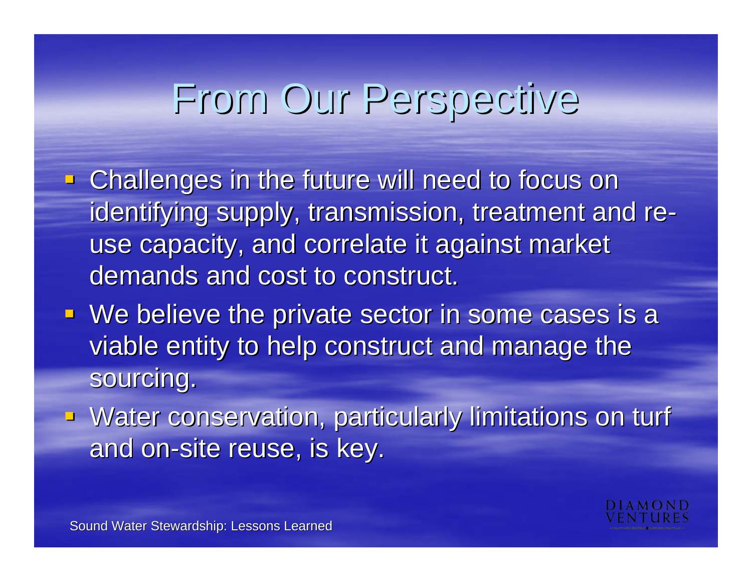# From Our Perspective

- Challenges in the future will need to focus on identifying supply, transmission, treatment and re-use capacity, and correlate it against market demands and cost to construct.
- We believe the private sector in some cases is a viable entity to help construct and manage the sourcing.
- Water conservation, particularly limitations on turf and on-site reuse, is key.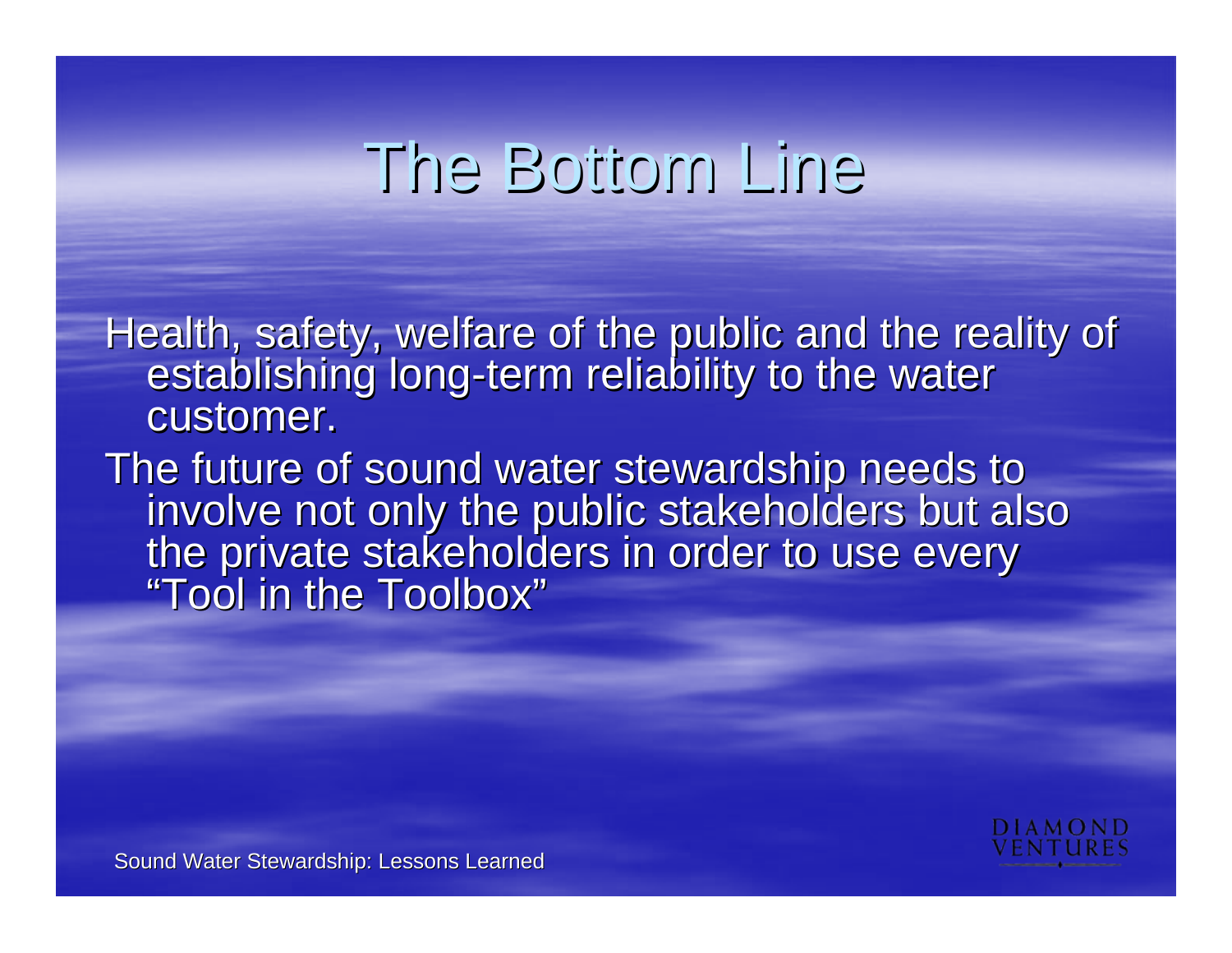# The Bottom Line

Health, safety, welfare of the public and the reality of establishing long-term reliability to the water customer.

The future of sound water stewardship needs to involve not only the public stakeholders but also the private stakeholders in order to use every "Tool in the Toolbox"